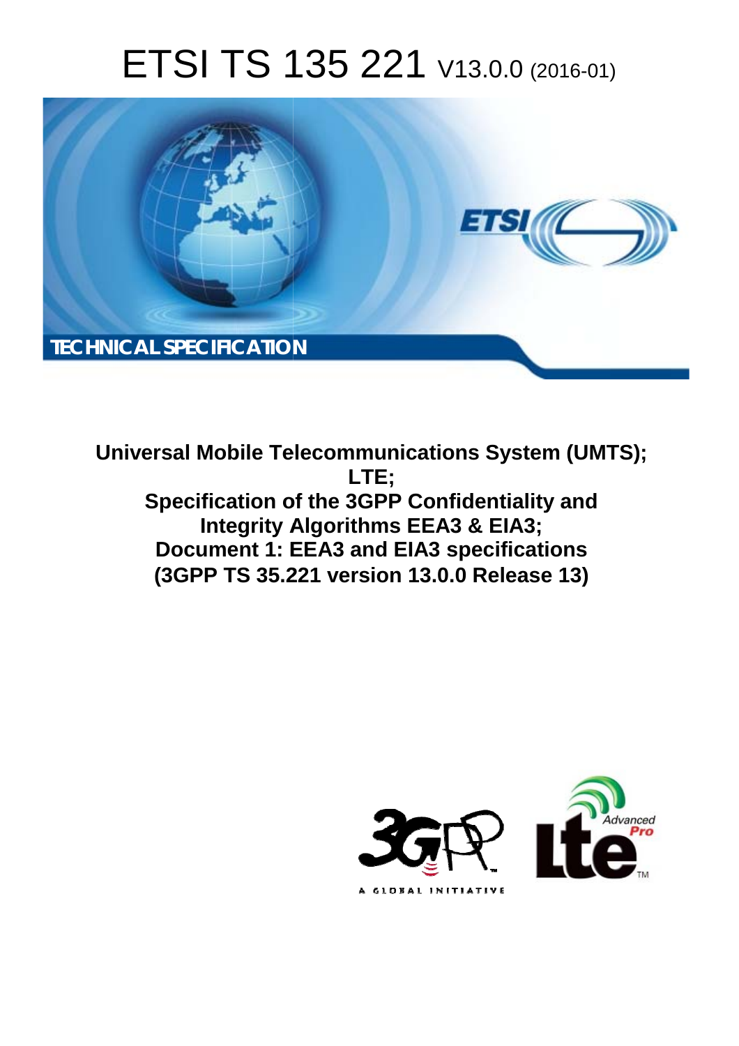# ETSI TS 135 221 V13.0.0 (2016-01)

TECHNICAL SPECIFICATION

**Universal Mobile Telecommunications System (UMTS);**
**LTE;**
**Specification of the 3GPP Confidentiality and Integrity Algorithms EEA3 & EIA3;**
**Document 1: EEA3 and EIA3 specifications**
**(3GPP TS 35.221 version 13.0.0 Release 13)**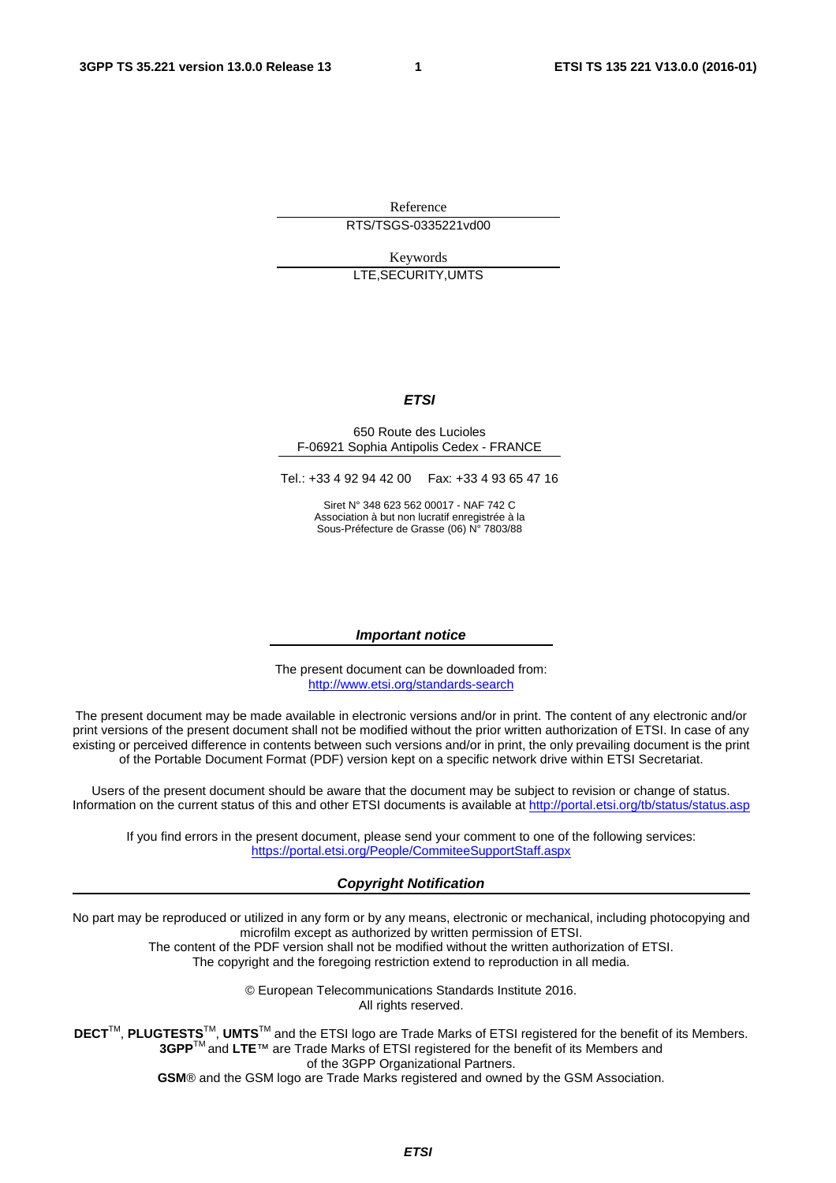Reference

RTS/TSGS-0335221vd00

Keywords

LTE,SECURITY,UMTS

***ETSI***

650 Route des Lucioles
F-06921 Sophia Antipolis Cedex - FRANCE

Tel.: +33 4 92 94 42 00 Fax: +33 4 93 65 47 16

Siret N° 348 623 562 00017 - NAF 742 C
Association à but non lucratif enregistrée à la
Sous-Préfecture de Grasse (06) N° 7803/88

***Important notice***

The present document can be downloaded from:
http://www.etsi.org/standards-search

The present document may be made available in electronic versions and/or in print. The content of any electronic and/or print versions of the present document shall not be modified without the prior written authorization of ETSI. In case of any existing or perceived difference in contents between such versions and/or in print, the only prevailing document is the print of the Portable Document Format (PDF) version kept on a specific network drive within ETSI Secretariat.

Users of the present document should be aware that the document may be subject to revision or change of status. Information on the current status of this and other ETSI documents is available at http://portal.etsi.org/tb/status/status.asp

If you find errors in the present document, please send your comment to one of the following services:
https://portal.etsi.org/People/CommiteeSupportStaff.aspx

***Copyright Notification***

No part may be reproduced or utilized in any form or by any means, electronic or mechanical, including photocopying and microfilm except as authorized by written permission of ETSI.
The content of the PDF version shall not be modified without the written authorization of ETSI.
The copyright and the foregoing restriction extend to reproduction in all media.

© European Telecommunications Standards Institute 2016.
All rights reserved.

**DECT**™, **PLUGTESTS**™, **UMTS**™ and the ETSI logo are Trade Marks of ETSI registered for the benefit of its Members.
**3GPP**™ and **LTE**™ are Trade Marks of ETSI registered for the benefit of its Members and of the 3GPP Organizational Partners.
**GSM**® and the GSM logo are Trade Marks registered and owned by the GSM Association.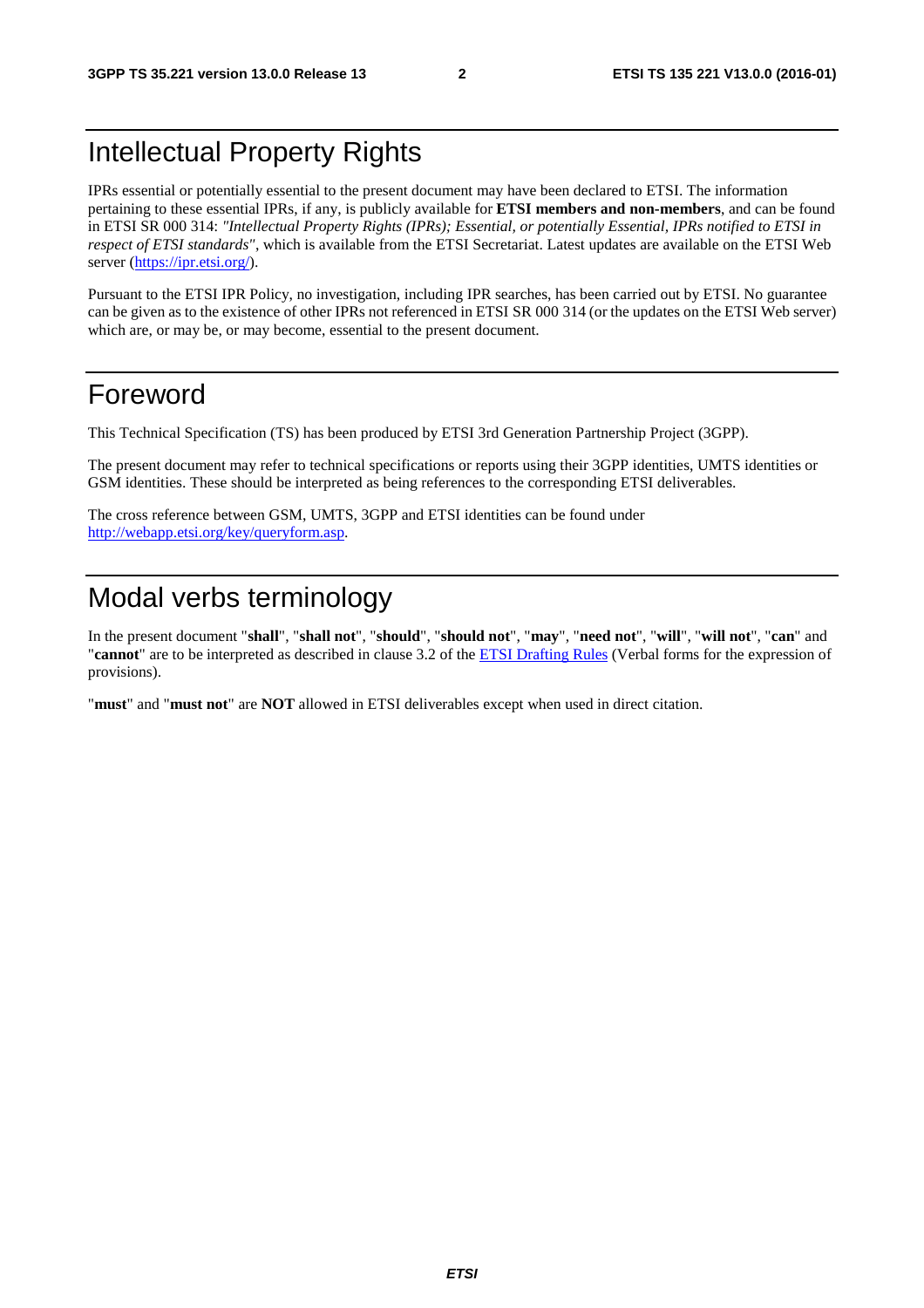# Intellectual Property Rights

IPRs essential or potentially essential to the present document may have been declared to ETSI. The information pertaining to these essential IPRs, if any, is publicly available for **ETSI members and non-members**, and can be found in ETSI SR 000 314: *"Intellectual Property Rights (IPRs); Essential, or potentially Essential, IPRs notified to ETSI in respect of ETSI standards"*, which is available from the ETSI Secretariat. Latest updates are available on the ETSI Web server (https://ipr.etsi.org/).

Pursuant to the ETSI IPR Policy, no investigation, including IPR searches, has been carried out by ETSI. No guarantee can be given as to the existence of other IPRs not referenced in ETSI SR 000 314 (or the updates on the ETSI Web server) which are, or may be, or may become, essential to the present document.

# Foreword

This Technical Specification (TS) has been produced by ETSI 3rd Generation Partnership Project (3GPP).

The present document may refer to technical specifications or reports using their 3GPP identities, UMTS identities or GSM identities. These should be interpreted as being references to the corresponding ETSI deliverables.

The cross reference between GSM, UMTS, 3GPP and ETSI identities can be found under http://webapp.etsi.org/key/queryform.asp.

# Modal verbs terminology

In the present document "**shall**", "**shall not**", "**should**", "**should not**", "**may**", "**need not**", "**will**", "**will not**", "**can**" and "**cannot**" are to be interpreted as described in clause 3.2 of the ETSI Drafting Rules (Verbal forms for the expression of provisions).

"**must**" and "**must not**" are **NOT** allowed in ETSI deliverables except when used in direct citation.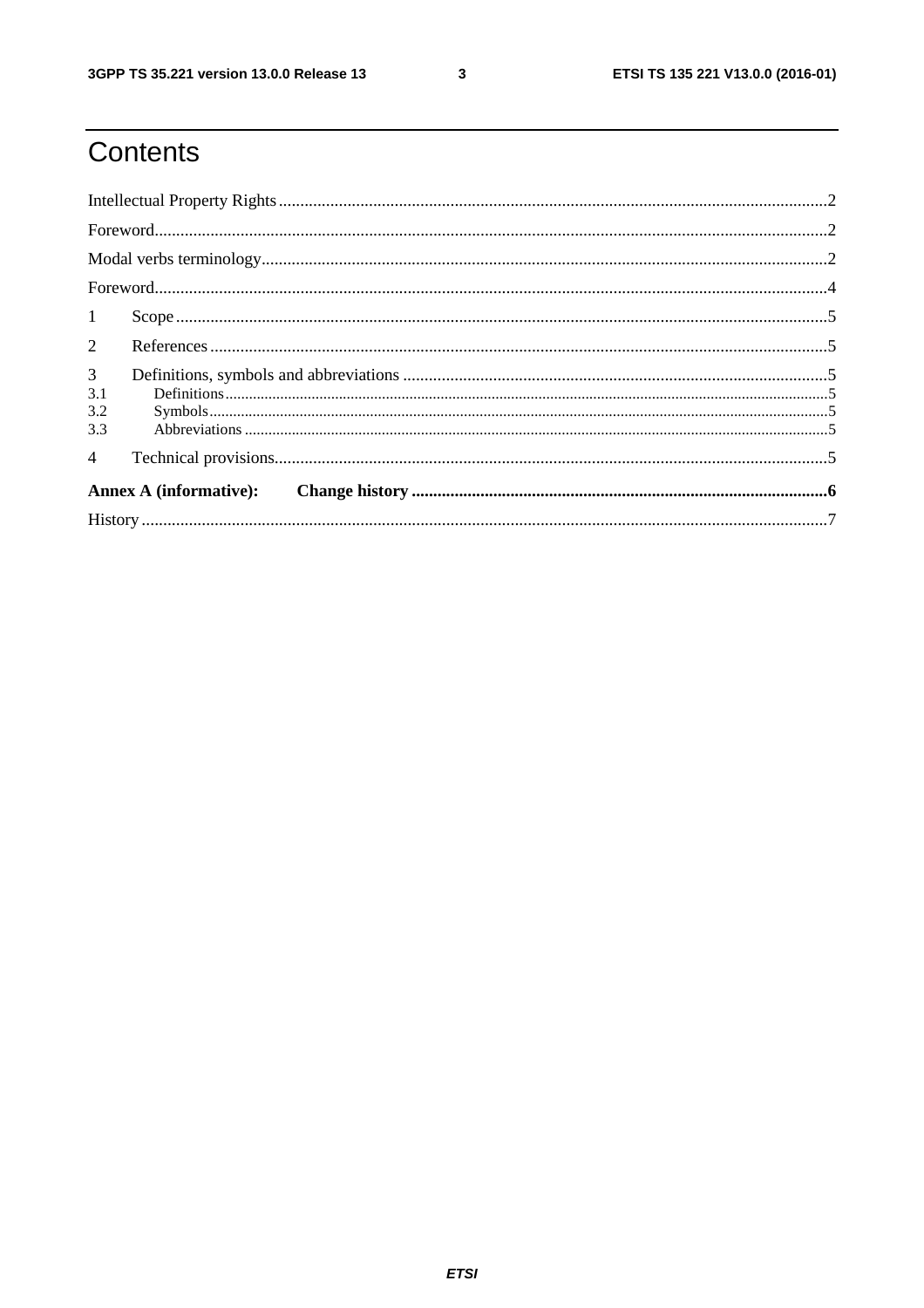# Contents

Intellectual Property Rights ..... 2
Foreword ..... 2
Modal verbs terminology ..... 2
Foreword ..... 4
1 Scope ..... 5
2 References ..... 5
3 Definitions, symbols and abbreviations ..... 5
3.1 Definitions ..... 5
3.2 Symbols ..... 5
3.3 Abbreviations ..... 5
4 Technical provisions ..... 5
**Annex A (informative): Change history ..... 6**
History ..... 7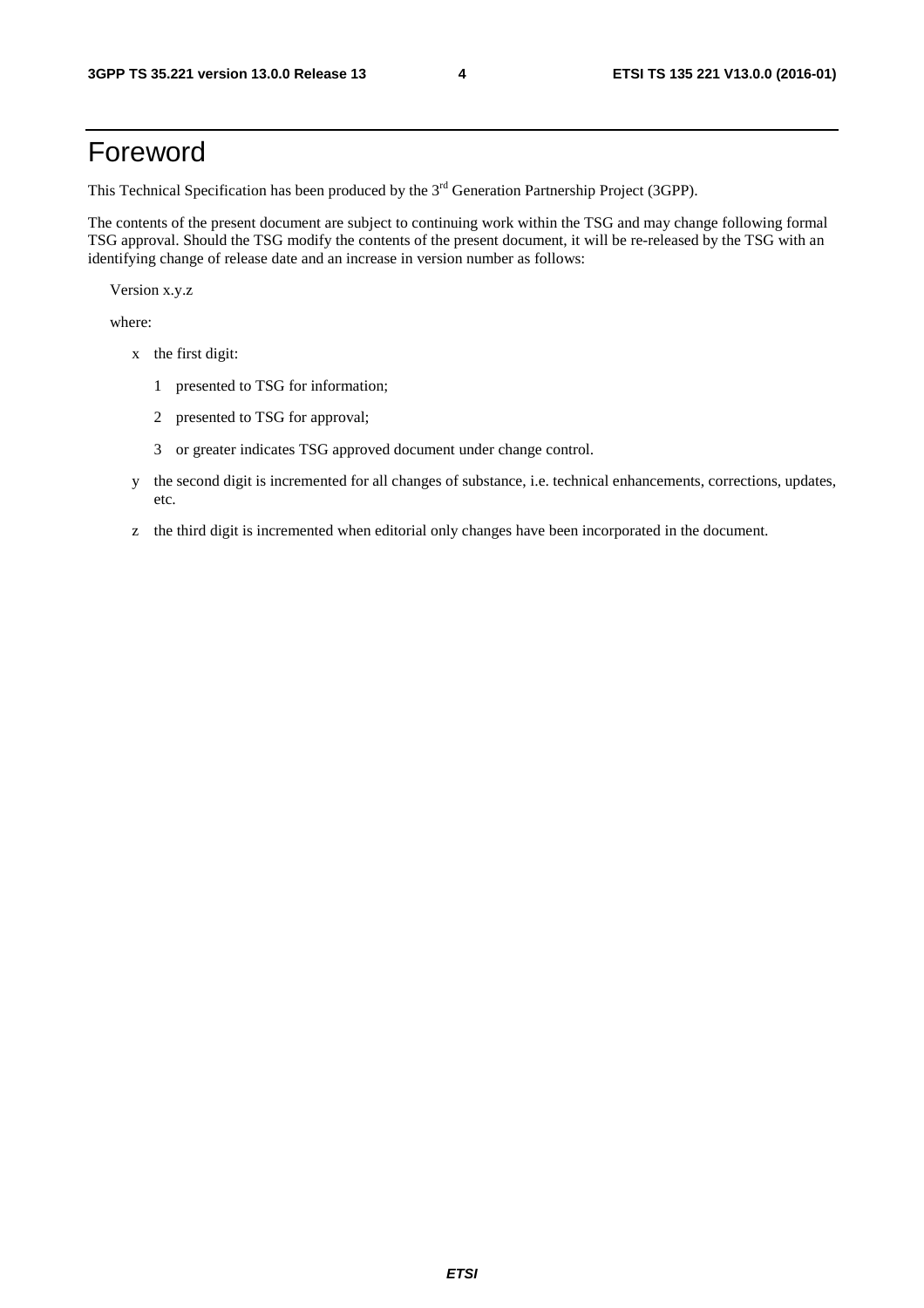# Foreword

This Technical Specification has been produced by the 3rd Generation Partnership Project (3GPP).

The contents of the present document are subject to continuing work within the TSG and may change following formal TSG approval. Should the TSG modify the contents of the present document, it will be re-released by the TSG with an identifying change of release date and an increase in version number as follows:

Version x.y.z

where:

- x the first digit:
  - 1 presented to TSG for information;
  - 2 presented to TSG for approval;
  - 3 or greater indicates TSG approved document under change control.
- y the second digit is incremented for all changes of substance, i.e. technical enhancements, corrections, updates, etc.
- z the third digit is incremented when editorial only changes have been incorporated in the document.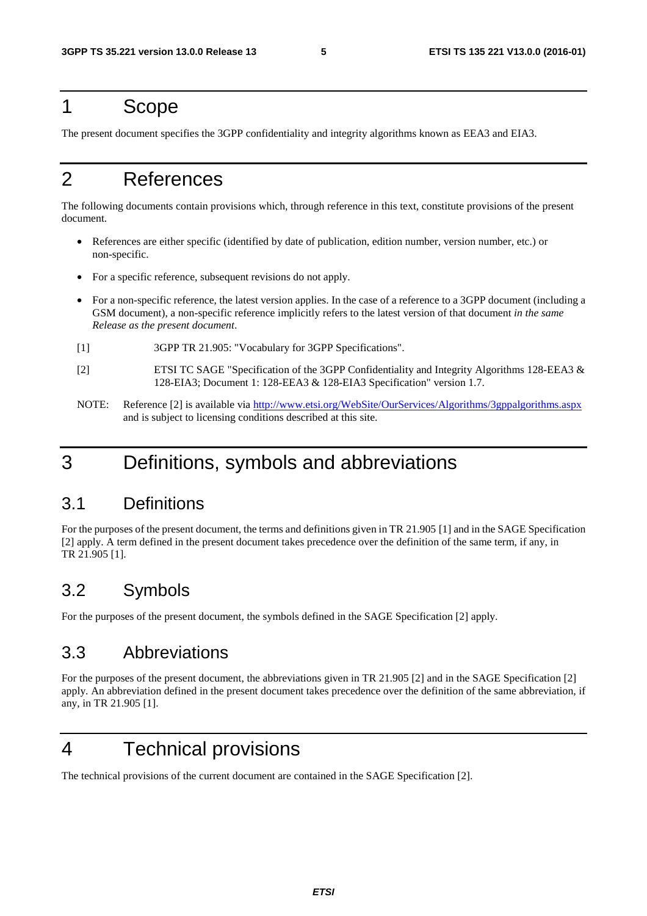# 1 Scope

The present document specifies the 3GPP confidentiality and integrity algorithms known as EEA3 and EIA3.

# 2 References

The following documents contain provisions which, through reference in this text, constitute provisions of the present document.

- References are either specific (identified by date of publication, edition number, version number, etc.) or non-specific.
- For a specific reference, subsequent revisions do not apply.
- For a non-specific reference, the latest version applies. In the case of a reference to a 3GPP document (including a GSM document), a non-specific reference implicitly refers to the latest version of that document *in the same Release as the present document*.

[1] 3GPP TR 21.905: "Vocabulary for 3GPP Specifications".

[2] ETSI TC SAGE "Specification of the 3GPP Confidentiality and Integrity Algorithms 128-EEA3 & 128-EIA3; Document 1: 128-EEA3 & 128-EIA3 Specification" version 1.7.

NOTE: Reference [2] is available via http://www.etsi.org/WebSite/OurServices/Algorithms/3gppalgorithms.aspx and is subject to licensing conditions described at this site.

# 3 Definitions, symbols and abbreviations

## 3.1 Definitions

For the purposes of the present document, the terms and definitions given in TR 21.905 [1] and in the SAGE Specification [2] apply. A term defined in the present document takes precedence over the definition of the same term, if any, in TR 21.905 [1].

## 3.2 Symbols

For the purposes of the present document, the symbols defined in the SAGE Specification [2] apply.

## 3.3 Abbreviations

For the purposes of the present document, the abbreviations given in TR 21.905 [2] and in the SAGE Specification [2] apply. An abbreviation defined in the present document takes precedence over the definition of the same abbreviation, if any, in TR 21.905 [1].

# 4 Technical provisions

The technical provisions of the current document are contained in the SAGE Specification [2].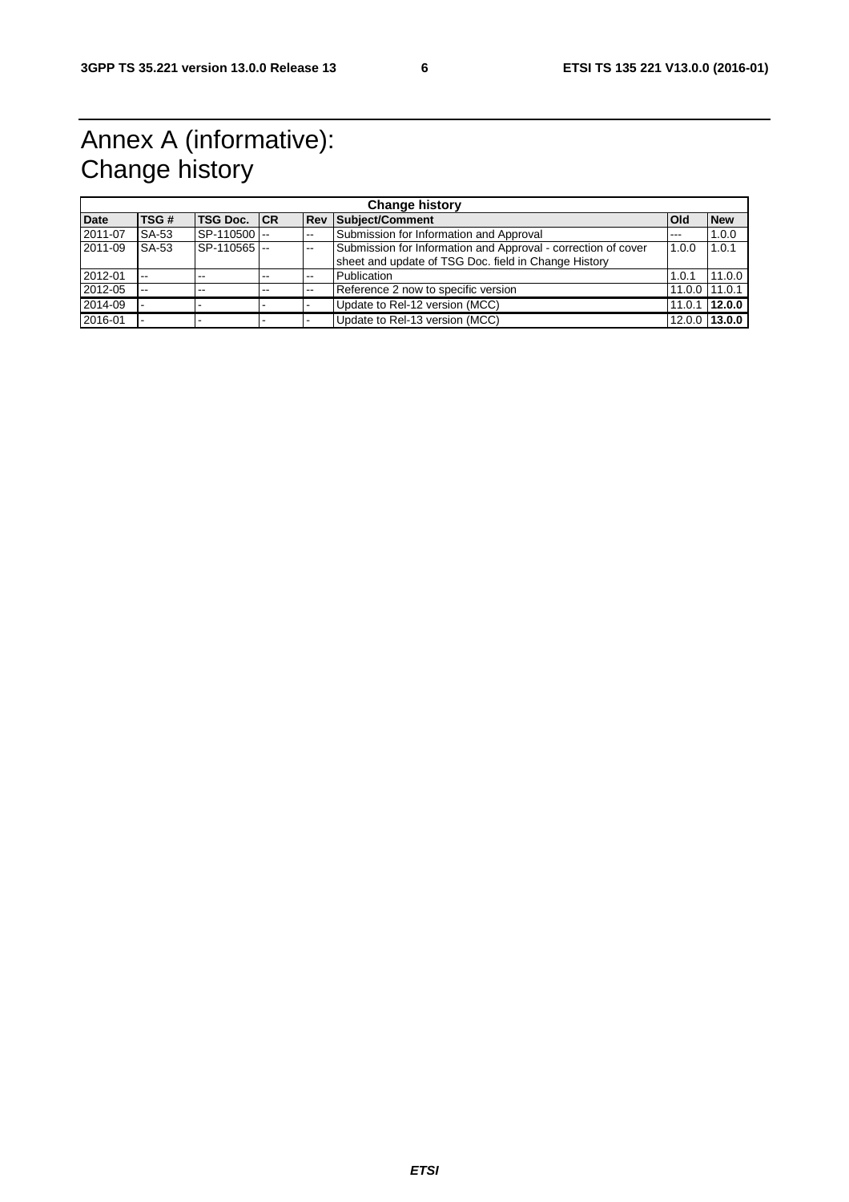# Annex A (informative): Change history

| Change history | | | | | | | |
|---|---|---|---|---|---|---|---|
| **Date** | **TSG #** | **TSG Doc.** | **CR** | **Rev** | **Subject/Comment** | **Old** | **New** |
| 2011-07 | SA-53 | SP-110500 | -- | -- | Submission for Information and Approval | --- | 1.0.0 |
| 2011-09 | SA-53 | SP-110565 | -- | -- | Submission for Information and Approval - correction of cover sheet and update of TSG Doc. field in Change History | 1.0.0 | 1.0.1 |
| 2012-01 | -- | -- | -- | -- | Publication | 1.0.1 | 11.0.0 |
| 2012-05 | -- | -- | -- | -- | Reference 2 now to specific version | 11.0.0 | 11.0.1 |
| 2014-09 | - | - | - | - | Update to Rel-12 version (MCC) | 11.0.1 | **12.0.0** |
| 2016-01 | - | - | - | - | Update to Rel-13 version (MCC) | 12.0.0 | **13.0.0** |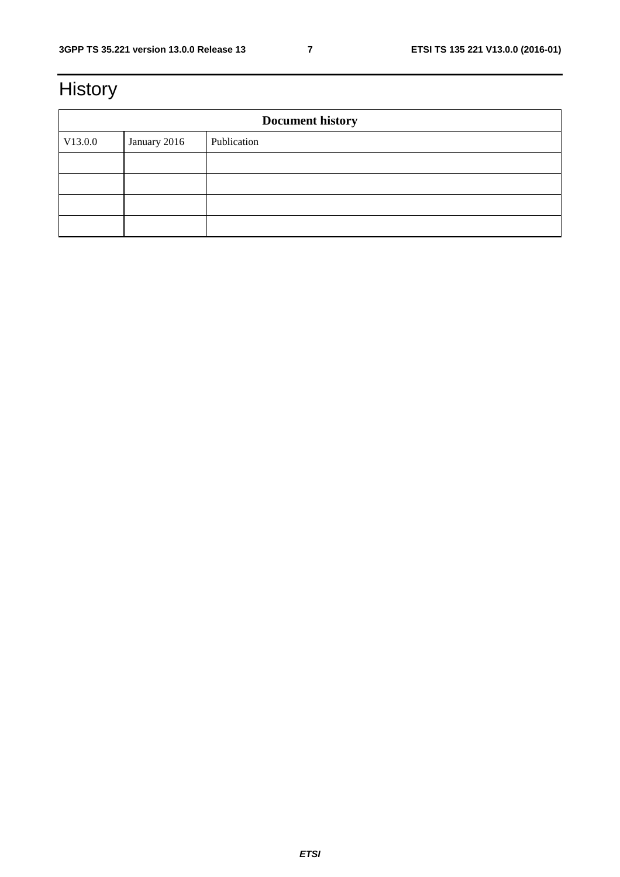# History

| Document history | | |
|---|---|---|
| V13.0.0 | January 2016 | Publication |
| | | |
| | | |
| | | |
| | | |